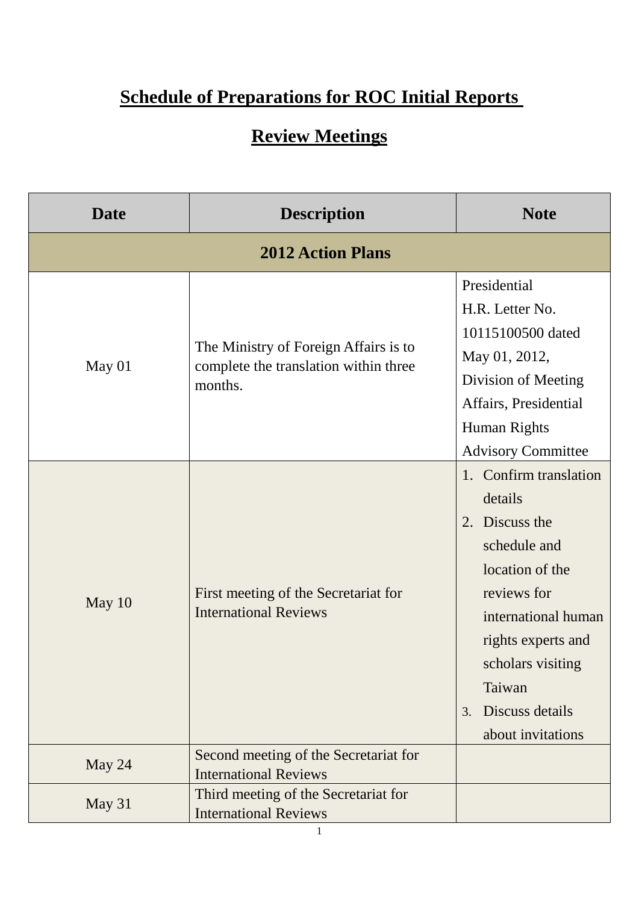# Schedule of Preparations for ROC Initial Reports Review Meetings

| Date | Description | Note |
|---|---|---|
| **2012 Action Plans** | | |
| May 01 | The Ministry of Foreign Affairs is to complete the translation within three months. | Presidential H.R. Letter No. 10115100500 dated May 01, 2012, Division of Meeting Affairs, Presidential Human Rights Advisory Committee |
| May 10 | First meeting of the Secretariat for International Reviews | 1. Confirm translation details<br>2. Discuss the schedule and location of the reviews for international human rights experts and scholars visiting Taiwan<br>3. Discuss details about invitations |
| May 24 | Second meeting of the Secretariat for International Reviews | |
| May 31 | Third meeting of the Secretariat for International Reviews | |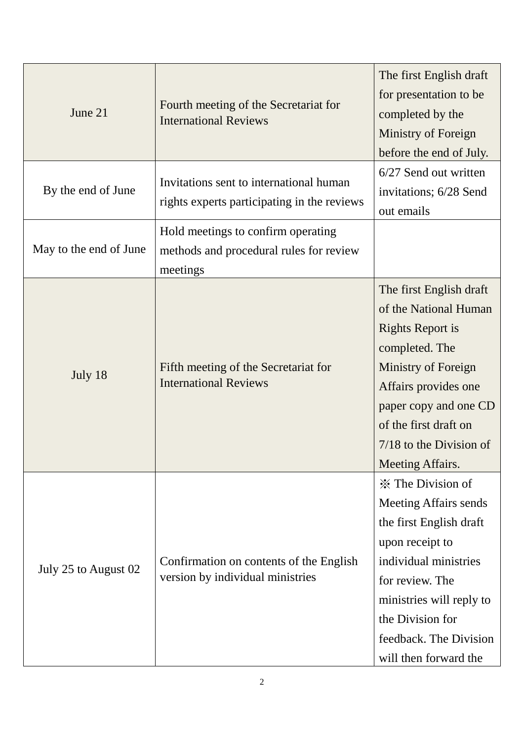| | | |
|---|---|---|
| June 21 | Fourth meeting of the Secretariat for International Reviews | The first English draft for presentation to be completed by the Ministry of Foreign before the end of July. |
| By the end of June | Invitations sent to international human rights experts participating in the reviews | 6/27 Send out written invitations; 6/28 Send out emails |
| May to the end of June | Hold meetings to confirm operating methods and procedural rules for review meetings | |
| July 18 | Fifth meeting of the Secretariat for International Reviews | The first English draft of the National Human Rights Report is completed. The Ministry of Foreign Affairs provides one paper copy and one CD of the first draft on 7/18 to the Division of Meeting Affairs. |
| July 25 to August 02 | Confirmation on contents of the English version by individual ministries | ※ The Division of Meeting Affairs sends the first English draft upon receipt to individual ministries for review. The ministries will reply to the Division for feedback. The Division will then forward the |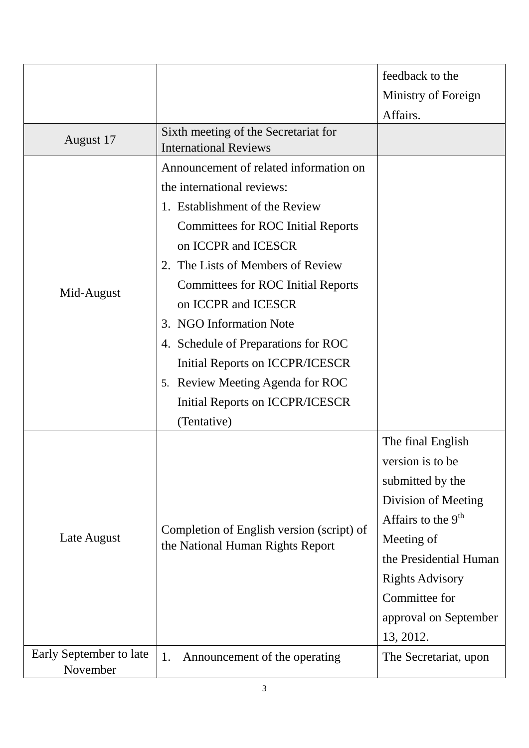| | | |
|---|---|---|
| | | feedback to the Ministry of Foreign Affairs. |
| August 17 | Sixth meeting of the Secretariat for International Reviews | |
| Mid-August | Announcement of related information on the international reviews:<br>1. Establishment of the Review Committees for ROC Initial Reports on ICCPR and ICESCR<br>2. The Lists of Members of Review Committees for ROC Initial Reports on ICCPR and ICESCR<br>3. NGO Information Note<br>4. Schedule of Preparations for ROC Initial Reports on ICCPR/ICESCR<br>5. Review Meeting Agenda for ROC Initial Reports on ICCPR/ICESCR (Tentative) | |
| Late August | Completion of English version (script) of the National Human Rights Report | The final English version is to be submitted by the Division of Meeting Affairs to the 9th Meeting of the Presidential Human Rights Advisory Committee for approval on September 13, 2012. |
| Early September to late November | 1. Announcement of the operating | The Secretariat, upon |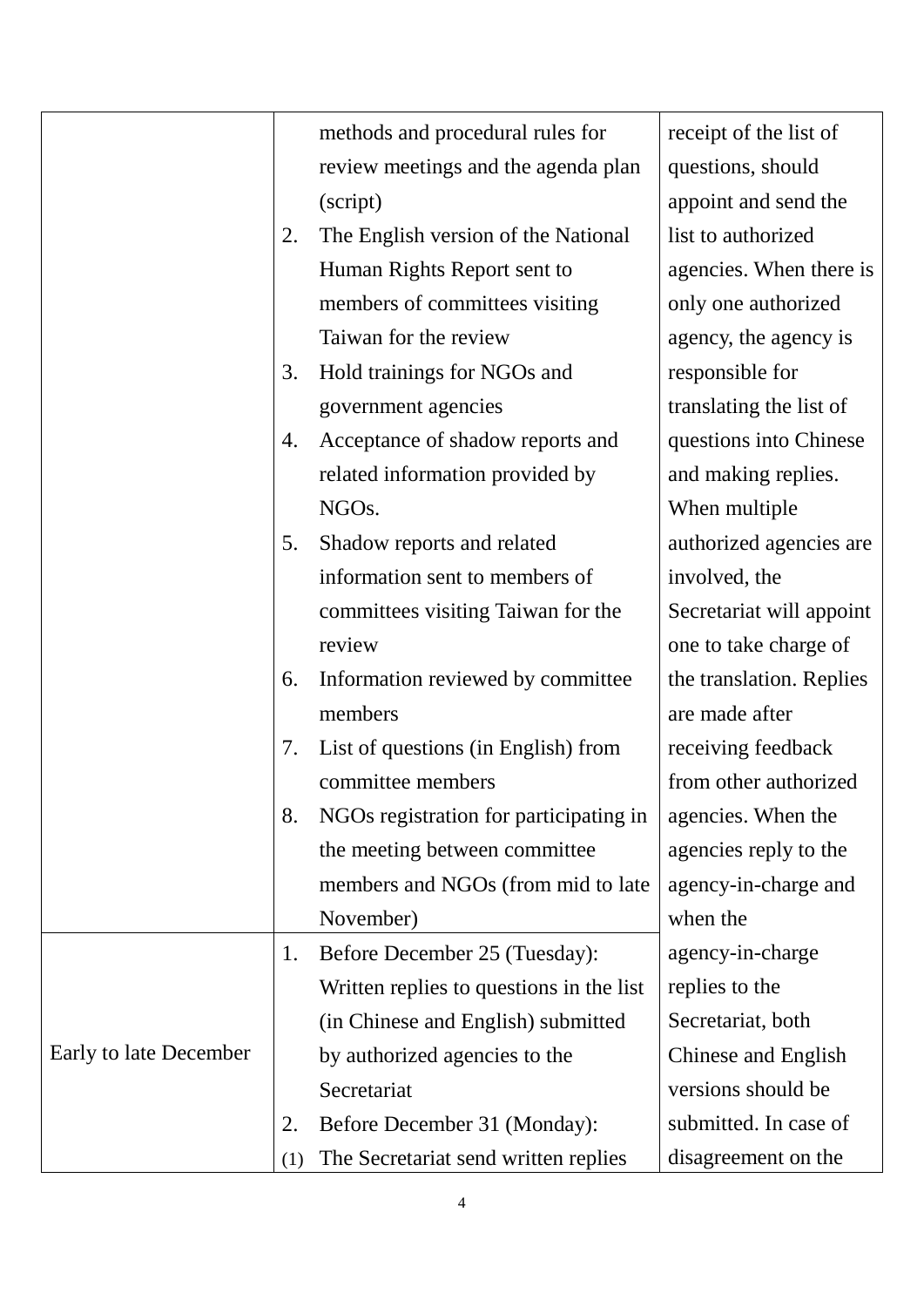| | | |
|---|---|---|
| | methods and procedural rules for review meetings and the agenda plan (script)<br>2. The English version of the National Human Rights Report sent to members of committees visiting Taiwan for the review<br>3. Hold trainings for NGOs and government agencies<br>4. Acceptance of shadow reports and related information provided by NGOs.<br>5. Shadow reports and related information sent to members of committees visiting Taiwan for the review<br>6. Information reviewed by committee members<br>7. List of questions (in English) from committee members<br>8. NGOs registration for participating in the meeting between committee members and NGOs (from mid to late November) | receipt of the list of questions, should appoint and send the list to authorized agencies. When there is only one authorized agency, the agency is responsible for translating the list of questions into Chinese and making replies. When multiple authorized agencies are involved, the Secretariat will appoint one to take charge of the translation. Replies are made after receiving feedback from other authorized agencies. When the agencies reply to the agency-in-charge and when the agency-in-charge replies to the Secretariat, both Chinese and English versions should be submitted. In case of disagreement on the |
| Early to late December | 1. Before December 25 (Tuesday): Written replies to questions in the list (in Chinese and English) submitted by authorized agencies to the Secretariat<br>2. Before December 31 (Monday):<br>(1) The Secretariat send written replies | |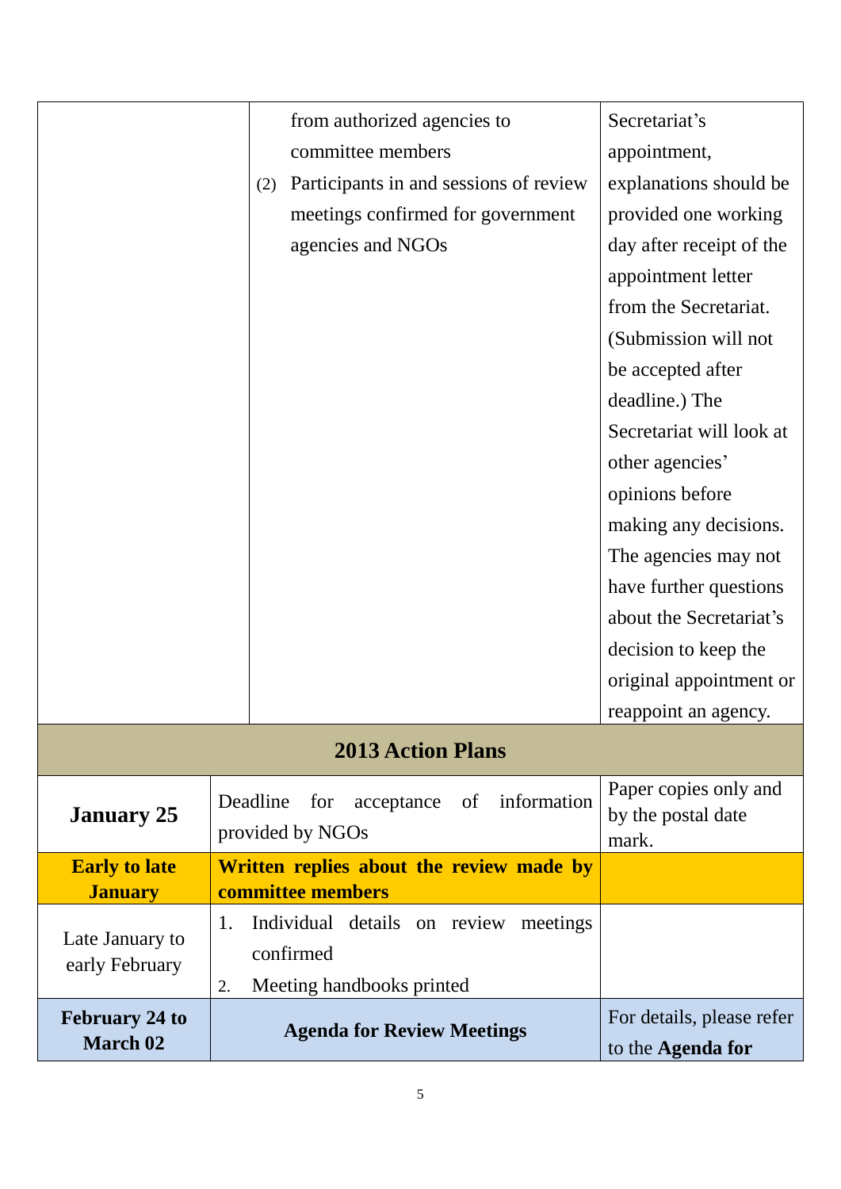|  |  |  |
|---|---|---|
|  | from authorized agencies to committee members<br>(2) Participants in and sessions of review meetings confirmed for government agencies and NGOs | Secretariat's appointment, explanations should be provided one working day after receipt of the appointment letter from the Secretariat. (Submission will not be accepted after deadline.) The Secretariat will look at other agencies' opinions before making any decisions. The agencies may not have further questions about the Secretariat's decision to keep the original appointment or reappoint an agency. |
| **2013 Action Plans** | | |
| **January 25** | Deadline for acceptance of information provided by NGOs | Paper copies only and by the postal date mark. |
| **Early to late January** | **Written replies about the review made by committee members** |  |
| Late January to early February | 1. Individual details on review meetings confirmed<br>2. Meeting handbooks printed |  |
| **February 24 to March 02** | **Agenda for Review Meetings** | For details, please refer to the **Agenda for** |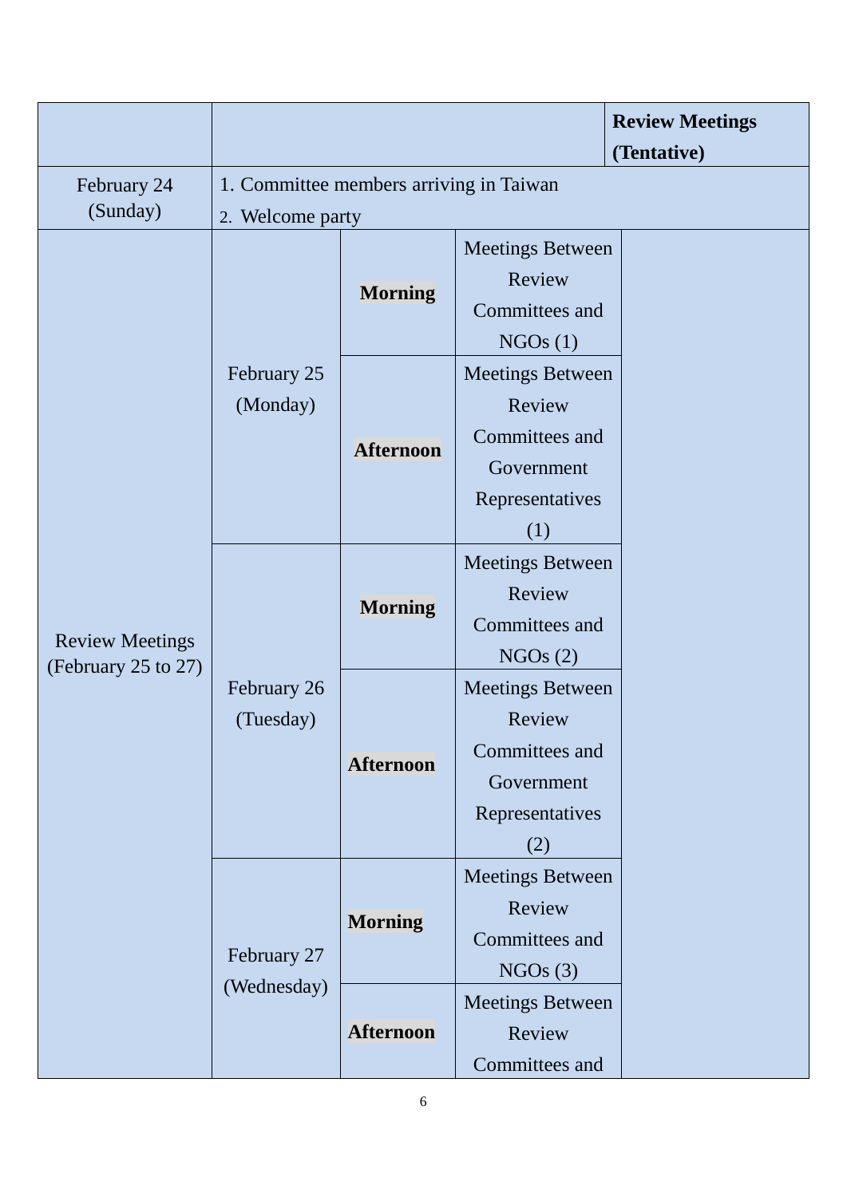| | | | | Review Meetings (Tentative) |
|---|---|---|---|---|
| February 24 (Sunday) | 1. Committee members arriving in Taiwan<br>2. Welcome party | | | |
| Review Meetings (February 25 to 27) | February 25 (Monday) | **Morning** | Meetings Between Review Committees and NGOs (1) | |
| | | **Afternoon** | Meetings Between Review Committees and Government Representatives (1) | |
| | February 26 (Tuesday) | **Morning** | Meetings Between Review Committees and NGOs (2) | |
| | | **Afternoon** | Meetings Between Review Committees and Government Representatives (2) | |
| | February 27 (Wednesday) | **Morning** | Meetings Between Review Committees and NGOs (3) | |
| | | **Afternoon** | Meetings Between Review Committees and | |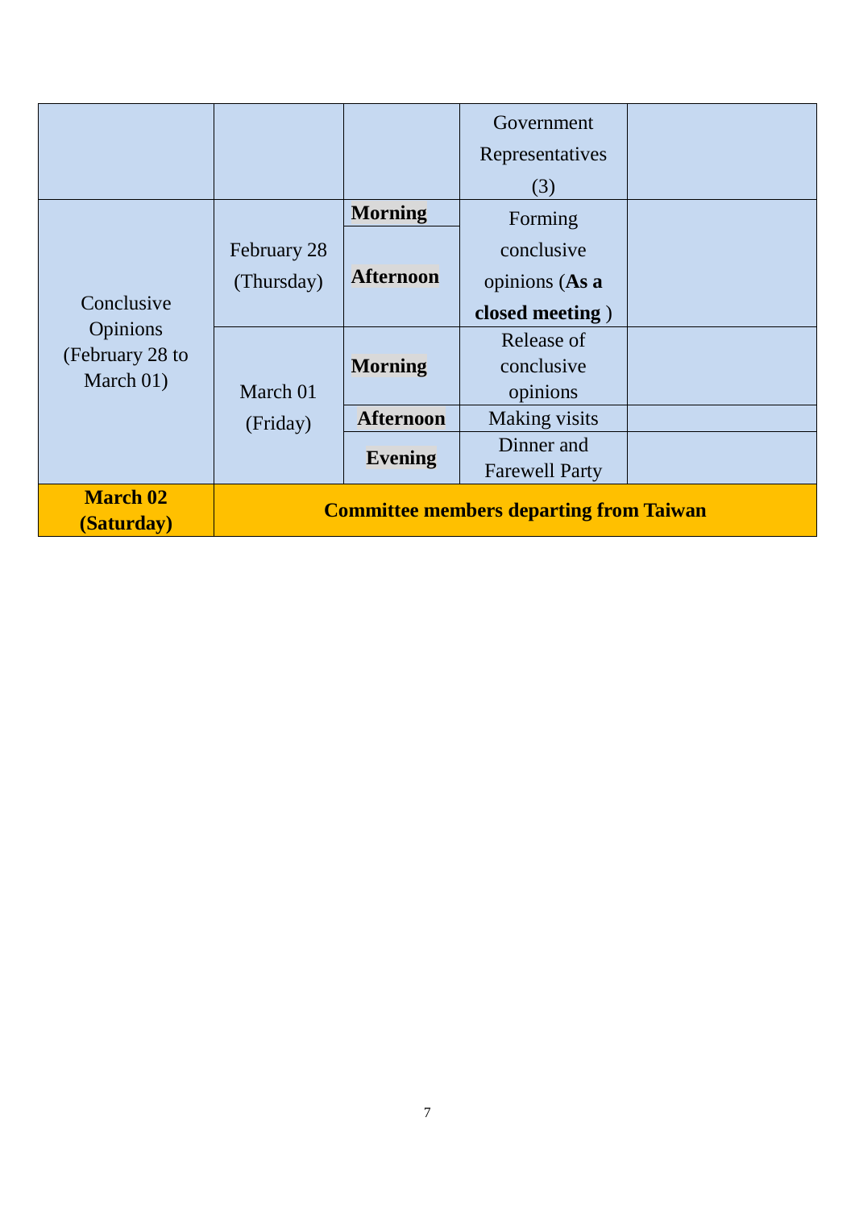| | | | | |
|---|---|---|---|---|
| | | | Government Representatives (3) | |
| Conclusive Opinions (February 28 to March 01) | February 28 (Thursday) | **Morning** | Forming conclusive opinions (**As a closed meeting** ) | |
| | | **Afternoon** | | |
| | March 01 (Friday) | **Morning** | Release of conclusive opinions | |
| | | **Afternoon** | Making visits | |
| | | **Evening** | Dinner and Farewell Party | |
| **March 02 (Saturday)** | **Committee members departing from Taiwan** | | | |